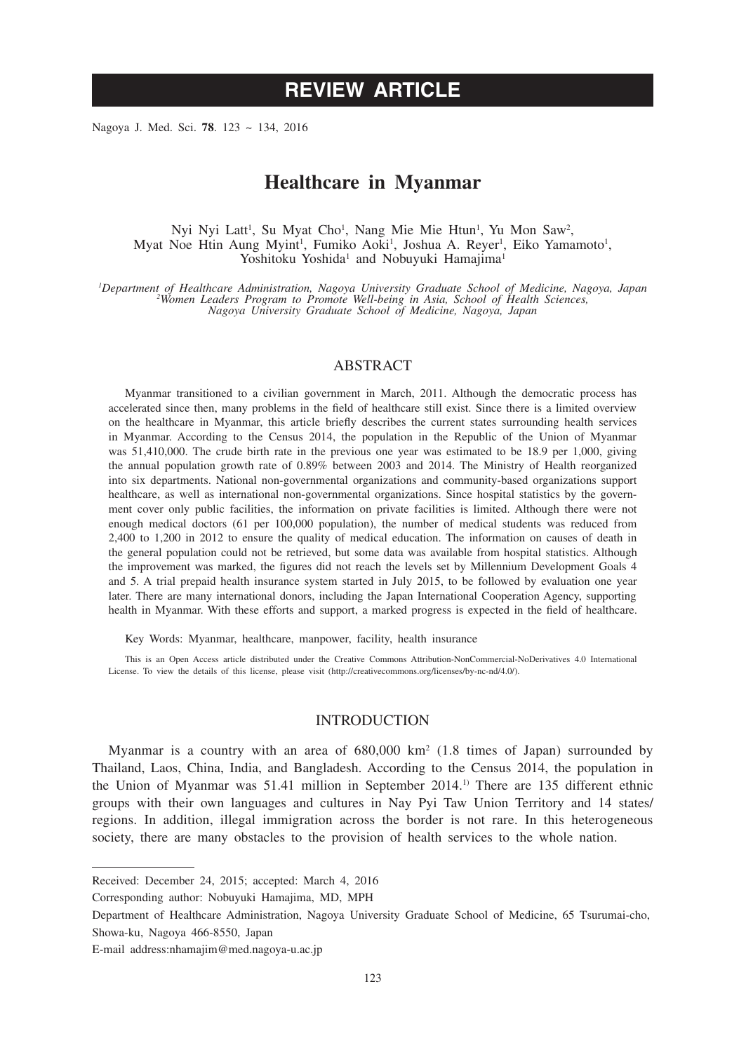# REVIEW ARTICLE

# Healthcare in Myanmar

Nyi Nyi Latt[1], Su Myat Cho[1], Nang Mie Mie Htun[1], Yu Mon Saw[2], Myat Noe Htin Aung Myint[1], Fumiko Aoki[1], Joshua A. Reyer[1], Eiko Yamamoto[1], Yoshitoku Yoshida[1] and Nobuyuki Hamajima[1]

*[1]Department of Healthcare Administration, Nagoya University Graduate School of Medicine, Nagoya, Japan*
*[2]Women Leaders Program to Promote Well-being in Asia, School of Health Sciences, Nagoya University Graduate School of Medicine, Nagoya, Japan*

## ABSTRACT

Myanmar transitioned to a civilian government in March, 2011. Although the democratic process has accelerated since then, many problems in the field of healthcare still exist. Since there is a limited overview on the healthcare in Myanmar, this article briefly describes the current states surrounding health services in Myanmar. According to the Census 2014, the population in the Republic of the Union of Myanmar was 51,410,000. The crude birth rate in the previous one year was estimated to be 18.9 per 1,000, giving the annual population growth rate of 0.89% between 2003 and 2014. The Ministry of Health reorganized into six departments. National non-governmental organizations and community-based organizations support healthcare, as well as international non-governmental organizations. Since hospital statistics by the government cover only public facilities, the information on private facilities is limited. Although there were not enough medical doctors (61 per 100,000 population), the number of medical students was reduced from 2,400 to 1,200 in 2012 to ensure the quality of medical education. The information on causes of death in the general population could not be retrieved, but some data was available from hospital statistics. Although the improvement was marked, the figures did not reach the levels set by Millennium Development Goals 4 and 5. A trial prepaid health insurance system started in July 2015, to be followed by evaluation one year later. There are many international donors, including the Japan International Cooperation Agency, supporting health in Myanmar. With these efforts and support, a marked progress is expected in the field of healthcare.

Key Words: Myanmar, healthcare, manpower, facility, health insurance

This is an Open Access article distributed under the Creative Commons Attribution-NonCommercial-NoDerivatives 4.0 International License. To view the details of this license, please visit (http://creativecommons.org/licenses/by-nc-nd/4.0/).

## INTRODUCTION

Myanmar is a country with an area of 680,000 km$^2$ (1.8 times of Japan) surrounded by Thailand, Laos, China, India, and Bangladesh. According to the Census 2014, the population in the Union of Myanmar was 51.41 million in September 2014.[1)] There are 135 different ethnic groups with their own languages and cultures in Nay Pyi Taw Union Territory and 14 states/regions. In addition, illegal immigration across the border is not rare. In this heterogeneous society, there are many obstacles to the provision of health services to the whole nation.

---

Received: December 24, 2015; accepted: March 4, 2016

Corresponding author: Nobuyuki Hamajima, MD, MPH

Department of Healthcare Administration, Nagoya University Graduate School of Medicine, 65 Tsurumai-cho, Showa-ku, Nagoya 466-8550, Japan

E-mail address:nhamajim@med.nagoya-u.ac.jp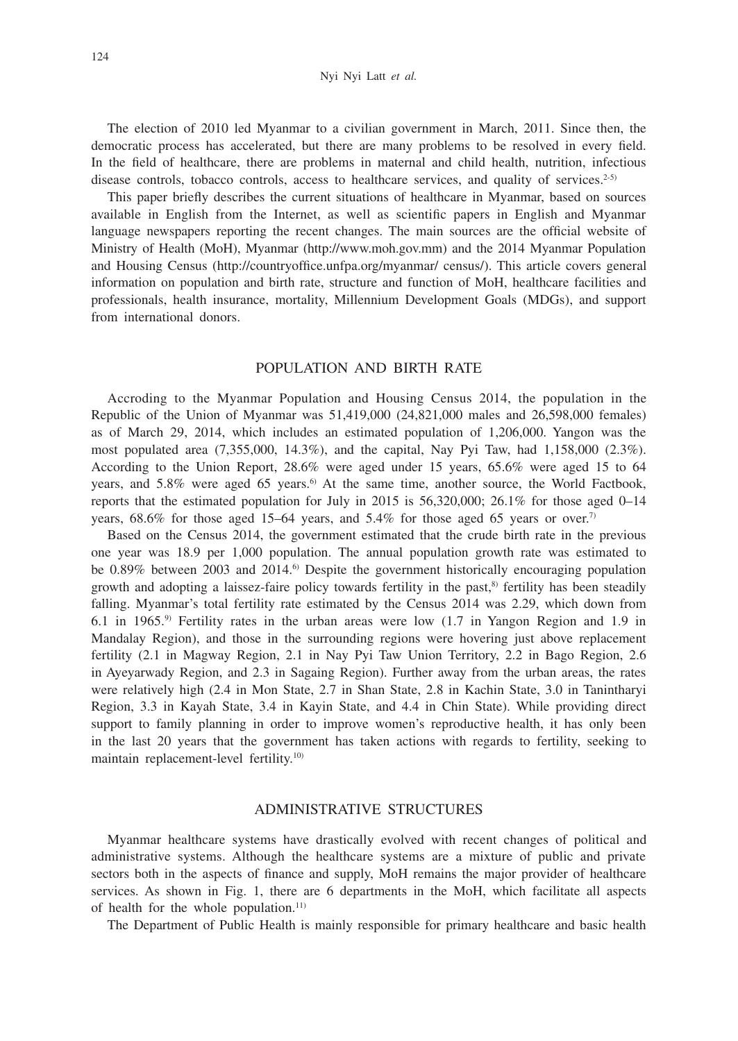The election of 2010 led Myanmar to a civilian government in March, 2011. Since then, the democratic process has accelerated, but there are many problems to be resolved in every field. In the field of healthcare, there are problems in maternal and child health, nutrition, infectious disease controls, tobacco controls, access to healthcare services, and quality of services.[2-5]

This paper briefly describes the current situations of healthcare in Myanmar, based on sources available in English from the Internet, as well as scientific papers in English and Myanmar language newspapers reporting the recent changes. The main sources are the official website of Ministry of Health (MoH), Myanmar (http://www.moh.gov.mm) and the 2014 Myanmar Population and Housing Census (http://countryoffice.unfpa.org/myanmar/ census/). This article covers general information on population and birth rate, structure and function of MoH, healthcare facilities and professionals, health insurance, mortality, Millennium Development Goals (MDGs), and support from international donors.

## POPULATION AND BIRTH RATE

Accroding to the Myanmar Population and Housing Census 2014, the population in the Republic of the Union of Myanmar was 51,419,000 (24,821,000 males and 26,598,000 females) as of March 29, 2014, which includes an estimated population of 1,206,000. Yangon was the most populated area (7,355,000, 14.3%), and the capital, Nay Pyi Taw, had 1,158,000 (2.3%). According to the Union Report, 28.6% were aged under 15 years, 65.6% were aged 15 to 64 years, and 5.8% were aged 65 years.[6] At the same time, another source, the World Factbook, reports that the estimated population for July in 2015 is 56,320,000; 26.1% for those aged 0–14 years, 68.6% for those aged 15–64 years, and 5.4% for those aged 65 years or over.[7]

Based on the Census 2014, the government estimated that the crude birth rate in the previous one year was 18.9 per 1,000 population. The annual population growth rate was estimated to be 0.89% between 2003 and 2014.[6] Despite the government historically encouraging population growth and adopting a laissez-faire policy towards fertility in the past,[8] fertility has been steadily falling. Myanmar's total fertility rate estimated by the Census 2014 was 2.29, which down from 6.1 in 1965.[9] Fertility rates in the urban areas were low (1.7 in Yangon Region and 1.9 in Mandalay Region), and those in the surrounding regions were hovering just above replacement fertility (2.1 in Magway Region, 2.1 in Nay Pyi Taw Union Territory, 2.2 in Bago Region, 2.6 in Ayeyarwady Region, and 2.3 in Sagaing Region). Further away from the urban areas, the rates were relatively high (2.4 in Mon State, 2.7 in Shan State, 2.8 in Kachin State, 3.0 in Tanintharyi Region, 3.3 in Kayah State, 3.4 in Kayin State, and 4.4 in Chin State). While providing direct support to family planning in order to improve women's reproductive health, it has only been in the last 20 years that the government has taken actions with regards to fertility, seeking to maintain replacement-level fertility.[10]

## ADMINISTRATIVE STRUCTURES

Myanmar healthcare systems have drastically evolved with recent changes of political and administrative systems. Although the healthcare systems are a mixture of public and private sectors both in the aspects of finance and supply, MoH remains the major provider of healthcare services. As shown in Fig. 1, there are 6 departments in the MoH, which facilitate all aspects of health for the whole population.[11]

The Department of Public Health is mainly responsible for primary healthcare and basic health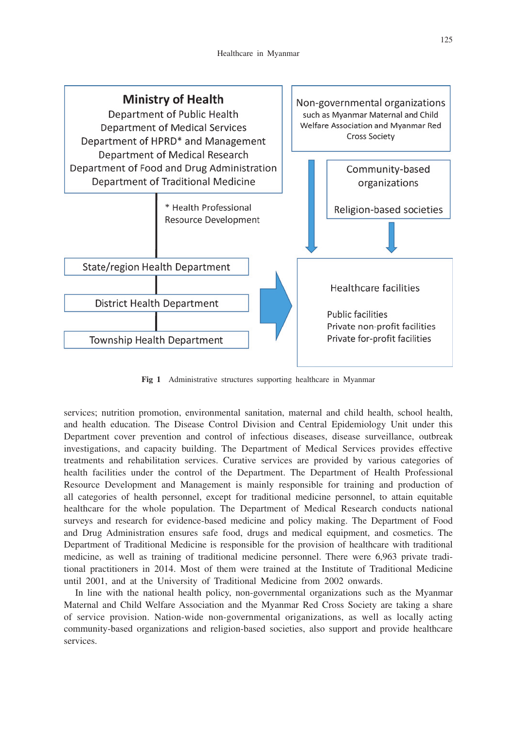Ministry of Health
Department of Public Health
Department of Medical Services
Department of HPRD* and Management
Department of Medical Research
Department of Food and Drug Administration
Department of Traditional Medicine

* Health Professional Resource Development

State/region Health Department

District Health Department

Township Health Department

Non-governmental organizations such as Myanmar Maternal and Child Welfare Association and Myanmar Red Cross Society

Community-based organizations

Religion-based societies

Healthcare facilities

Public facilities
Private non-profit facilities
Private for-profit facilities

**Fig 1** Administrative structures supporting healthcare in Myanmar

services; nutrition promotion, environmental sanitation, maternal and child health, school health, and health education. The Disease Control Division and Central Epidemiology Unit under this Department cover prevention and control of infectious diseases, disease surveillance, outbreak investigations, and capacity building. The Department of Medical Services provides effective treatments and rehabilitation services. Curative services are provided by various categories of health facilities under the control of the Department. The Department of Health Professional Resource Development and Management is mainly responsible for training and production of all categories of health personnel, except for traditional medicine personnel, to attain equitable healthcare for the whole population. The Department of Medical Research conducts national surveys and research for evidence-based medicine and policy making. The Department of Food and Drug Administration ensures safe food, drugs and medical equipment, and cosmetics. The Department of Traditional Medicine is responsible for the provision of healthcare with traditional medicine, as well as training of traditional medicine personnel. There were 6,963 private traditional practitioners in 2014. Most of them were trained at the Institute of Traditional Medicine until 2001, and at the University of Traditional Medicine from 2002 onwards.

In line with the national health policy, non-governmental organizations such as the Myanmar Maternal and Child Welfare Association and the Myanmar Red Cross Society are taking a share of service provision. Nation-wide non-governmental origanizations, as well as locally acting community-based organizations and religion-based societies, also support and provide healthcare services.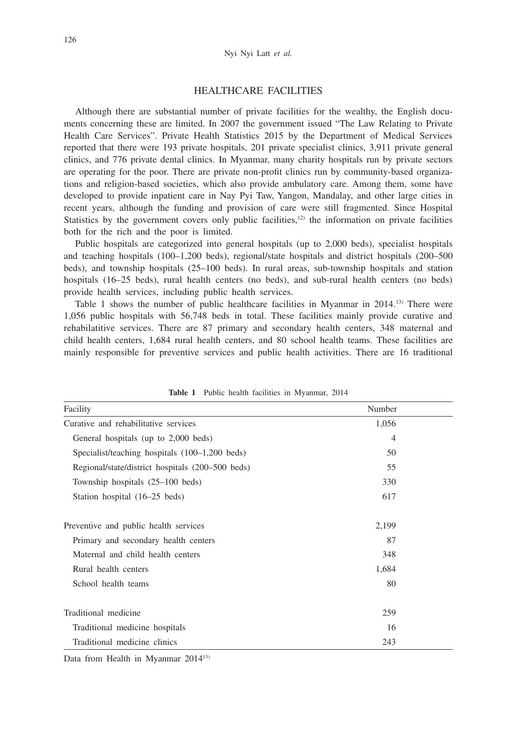## HEALTHCARE FACILITIES

Although there are substantial number of private facilities for the wealthy, the English documents concerning these are limited. In 2007 the government issued "The Law Relating to Private Health Care Services". Private Health Statistics 2015 by the Department of Medical Services reported that there were 193 private hospitals, 201 private specialist clinics, 3,911 private general clinics, and 776 private dental clinics. In Myanmar, many charity hospitals run by private sectors are operating for the poor. There are private non-profit clinics run by community-based organizations and religion-based societies, which also provide ambulatory care. Among them, some have developed to provide inpatient care in Nay Pyi Taw, Yangon, Mandalay, and other large cities in recent years, although the funding and provision of care were still fragmented. Since Hospital Statistics by the government covers only public facilities,[12] the information on private facilities both for the rich and the poor is limited.

Public hospitals are categorized into general hospitals (up to 2,000 beds), specialist hospitals and teaching hospitals (100–1,200 beds), regional/state hospitals and district hospitals (200–500 beds), and township hospitals (25–100 beds). In rural areas, sub-township hospitals and station hospitals (16–25 beds), rural health centers (no beds), and sub-rural health centers (no beds) provide health services, including public health services.

Table 1 shows the number of public healthcare facilities in Myanmar in 2014.[13] There were 1,056 public hospitals with 56,748 beds in total. These facilities mainly provide curative and rehabilatitive services. There are 87 primary and secondary health centers, 348 maternal and child health centers, 1,684 rural health centers, and 80 school health teams. These facilities are mainly responsible for preventive services and public health activities. There are 16 traditional

**Table 1** Public health facilities in Myanmar, 2014

| Facility | Number |
|---|---|
| Curative and rehabilitative services | 1,056 |
| General hospitals (up to 2,000 beds) | 4 |
| Specialist/teaching hospitals (100–1,200 beds) | 50 |
| Regional/state/district hospitals (200–500 beds) | 55 |
| Township hospitals (25–100 beds) | 330 |
| Station hospital (16–25 beds) | 617 |
| Preventive and public health services | 2,199 |
| Primary and secondary health centers | 87 |
| Maternal and child health centers | 348 |
| Rural health centers | 1,684 |
| School health teams | 80 |
| Traditional medicine | 259 |
| Traditional medicine hospitals | 16 |
| Traditional medicine clinics | 243 |

Data from Health in Myanmar 2014[13]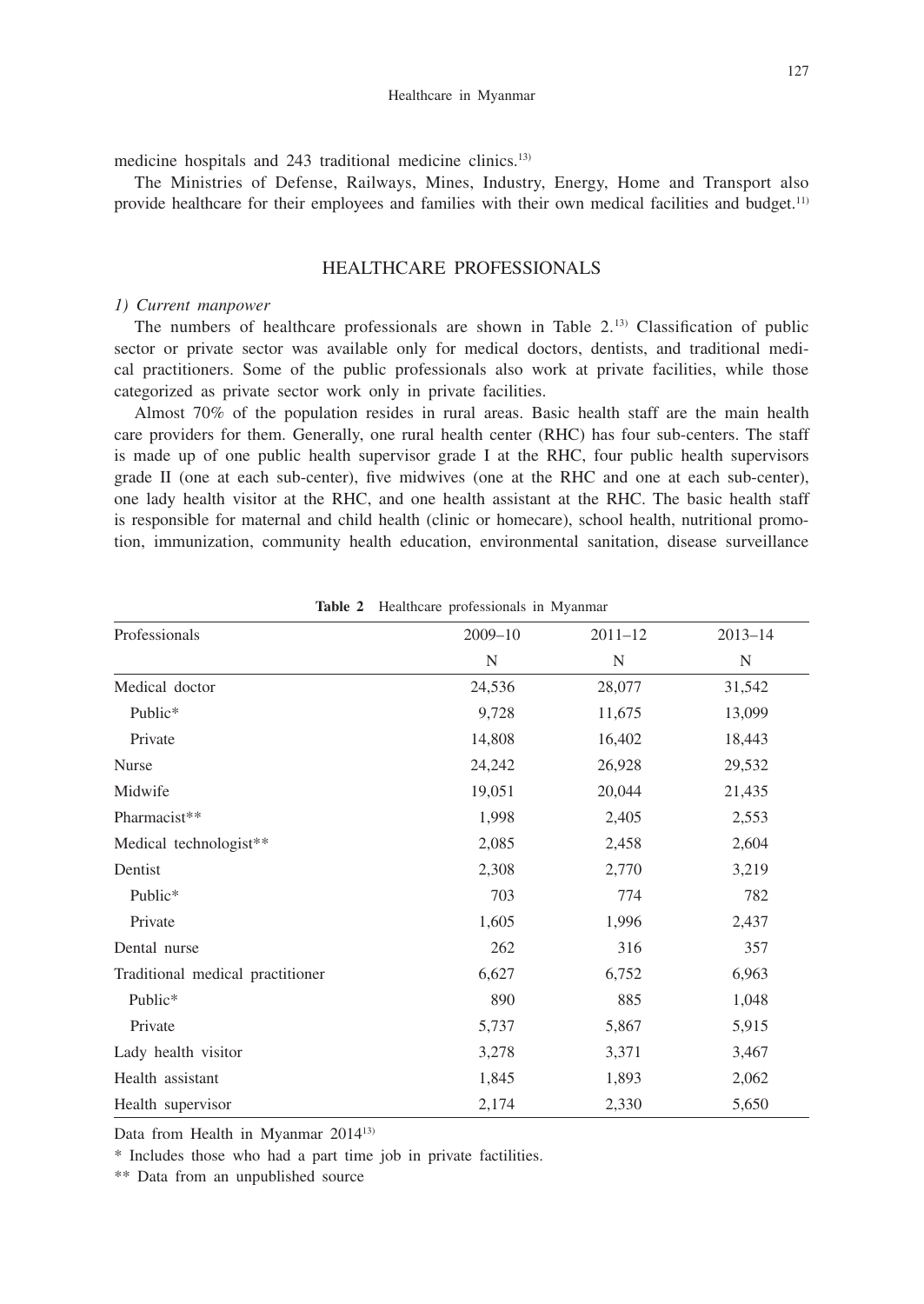medicine hospitals and 243 traditional medicine clinics.[13)]

The Ministries of Defense, Railways, Mines, Industry, Energy, Home and Transport also provide healthcare for their employees and families with their own medical facilities and budget.[11)]

## HEALTHCARE PROFESSIONALS

*1) Current manpower*

The numbers of healthcare professionals are shown in Table 2.[13)] Classification of public sector or private sector was available only for medical doctors, dentists, and traditional medical practitioners. Some of the public professionals also work at private facilities, while those categorized as private sector work only in private facilities.

Almost 70% of the population resides in rural areas. Basic health staff are the main health care providers for them. Generally, one rural health center (RHC) has four sub-centers. The staff is made up of one public health supervisor grade I at the RHC, four public health supervisors grade II (one at each sub-center), five midwives (one at the RHC and one at each sub-center), one lady health visitor at the RHC, and one health assistant at the RHC. The basic health staff is responsible for maternal and child health (clinic or homecare), school health, nutritional promotion, immunization, community health education, environmental sanitation, disease surveillance

**Table 2** Healthcare professionals in Myanmar

| Professionals | 2009–10 | 2011–12 | 2013–14 |
|---|---|---|---|
| | N | N | N |
| Medical doctor | 24,536 | 28,077 | 31,542 |
| Public* | 9,728 | 11,675 | 13,099 |
| Private | 14,808 | 16,402 | 18,443 |
| Nurse | 24,242 | 26,928 | 29,532 |
| Midwife | 19,051 | 20,044 | 21,435 |
| Pharmacist** | 1,998 | 2,405 | 2,553 |
| Medical technologist** | 2,085 | 2,458 | 2,604 |
| Dentist | 2,308 | 2,770 | 3,219 |
| Public* | 703 | 774 | 782 |
| Private | 1,605 | 1,996 | 2,437 |
| Dental nurse | 262 | 316 | 357 |
| Traditional medical practitioner | 6,627 | 6,752 | 6,963 |
| Public* | 890 | 885 | 1,048 |
| Private | 5,737 | 5,867 | 5,915 |
| Lady health visitor | 3,278 | 3,371 | 3,467 |
| Health assistant | 1,845 | 1,893 | 2,062 |
| Health supervisor | 2,174 | 2,330 | 5,650 |

Data from Health in Myanmar 2014[13)]

* Includes those who had a part time job in private factilities.

** Data from an unpublished source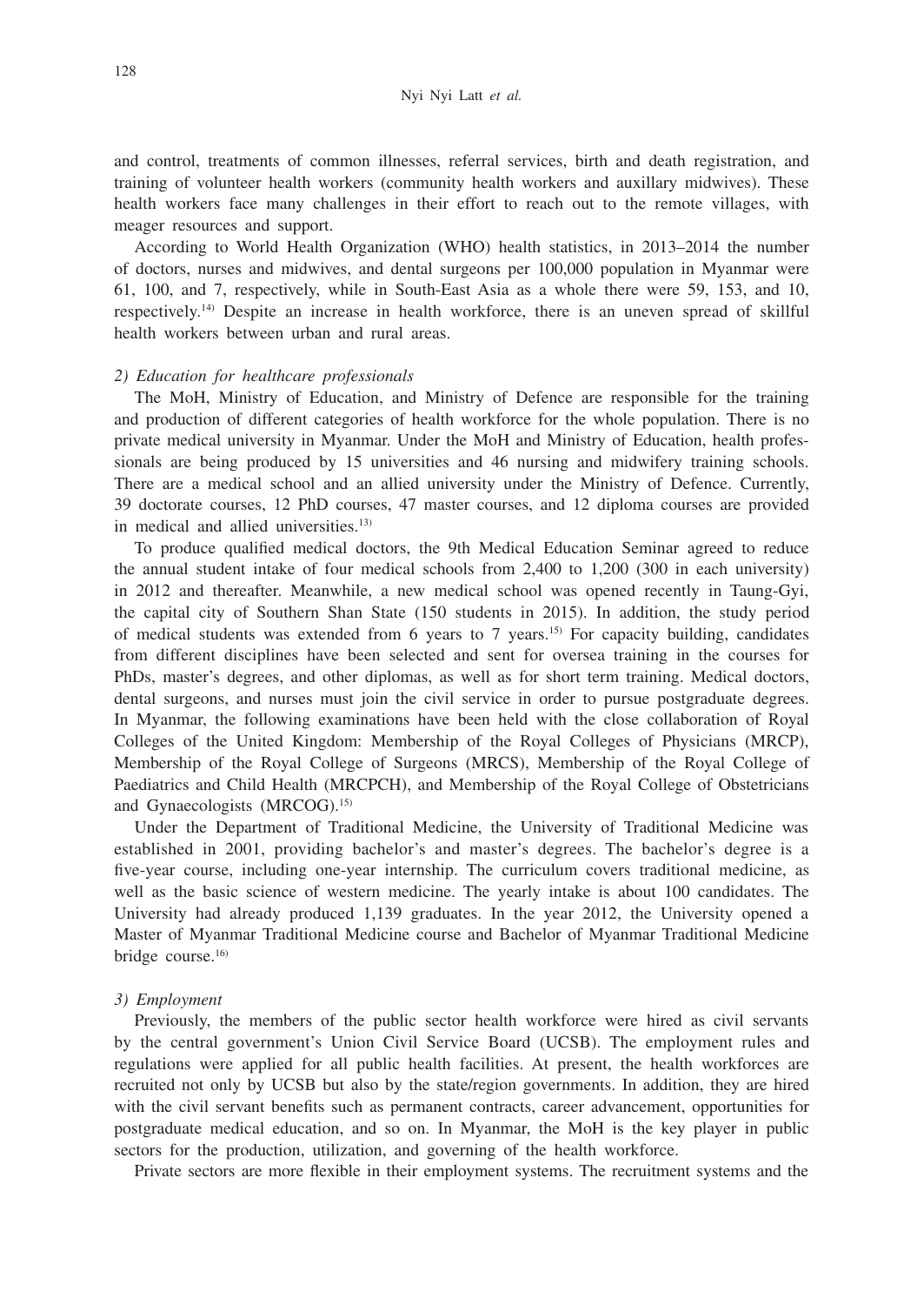and control, treatments of common illnesses, referral services, birth and death registration, and training of volunteer health workers (community health workers and auxillary midwives). These health workers face many challenges in their effort to reach out to the remote villages, with meager resources and support.

According to World Health Organization (WHO) health statistics, in 2013–2014 the number of doctors, nurses and midwives, and dental surgeons per 100,000 population in Myanmar were 61, 100, and 7, respectively, while in South-East Asia as a whole there were 59, 153, and 10, respectively.[14] Despite an increase in health workforce, there is an uneven spread of skillful health workers between urban and rural areas.

### *2) Education for healthcare professionals*

The MoH, Ministry of Education, and Ministry of Defence are responsible for the training and production of different categories of health workforce for the whole population. There is no private medical university in Myanmar. Under the MoH and Ministry of Education, health professionals are being produced by 15 universities and 46 nursing and midwifery training schools. There are a medical school and an allied university under the Ministry of Defence. Currently, 39 doctorate courses, 12 PhD courses, 47 master courses, and 12 diploma courses are provided in medical and allied universities.[13]

To produce qualified medical doctors, the 9th Medical Education Seminar agreed to reduce the annual student intake of four medical schools from 2,400 to 1,200 (300 in each university) in 2012 and thereafter. Meanwhile, a new medical school was opened recently in Taung-Gyi, the capital city of Southern Shan State (150 students in 2015). In addition, the study period of medical students was extended from 6 years to 7 years.[15] For capacity building, candidates from different disciplines have been selected and sent for oversea training in the courses for PhDs, master's degrees, and other diplomas, as well as for short term training. Medical doctors, dental surgeons, and nurses must join the civil service in order to pursue postgraduate degrees. In Myanmar, the following examinations have been held with the close collaboration of Royal Colleges of the United Kingdom: Membership of the Royal Colleges of Physicians (MRCP), Membership of the Royal College of Surgeons (MRCS), Membership of the Royal College of Paediatrics and Child Health (MRCPCH), and Membership of the Royal College of Obstetricians and Gynaecologists (MRCOG).[15]

Under the Department of Traditional Medicine, the University of Traditional Medicine was established in 2001, providing bachelor's and master's degrees. The bachelor's degree is a five-year course, including one-year internship. The curriculum covers traditional medicine, as well as the basic science of western medicine. The yearly intake is about 100 candidates. The University had already produced 1,139 graduates. In the year 2012, the University opened a Master of Myanmar Traditional Medicine course and Bachelor of Myanmar Traditional Medicine bridge course.[16]

### *3) Employment*

Previously, the members of the public sector health workforce were hired as civil servants by the central government's Union Civil Service Board (UCSB). The employment rules and regulations were applied for all public health facilities. At present, the health workforces are recruited not only by UCSB but also by the state/region governments. In addition, they are hired with the civil servant benefits such as permanent contracts, career advancement, opportunities for postgraduate medical education, and so on. In Myanmar, the MoH is the key player in public sectors for the production, utilization, and governing of the health workforce.

Private sectors are more flexible in their employment systems. The recruitment systems and the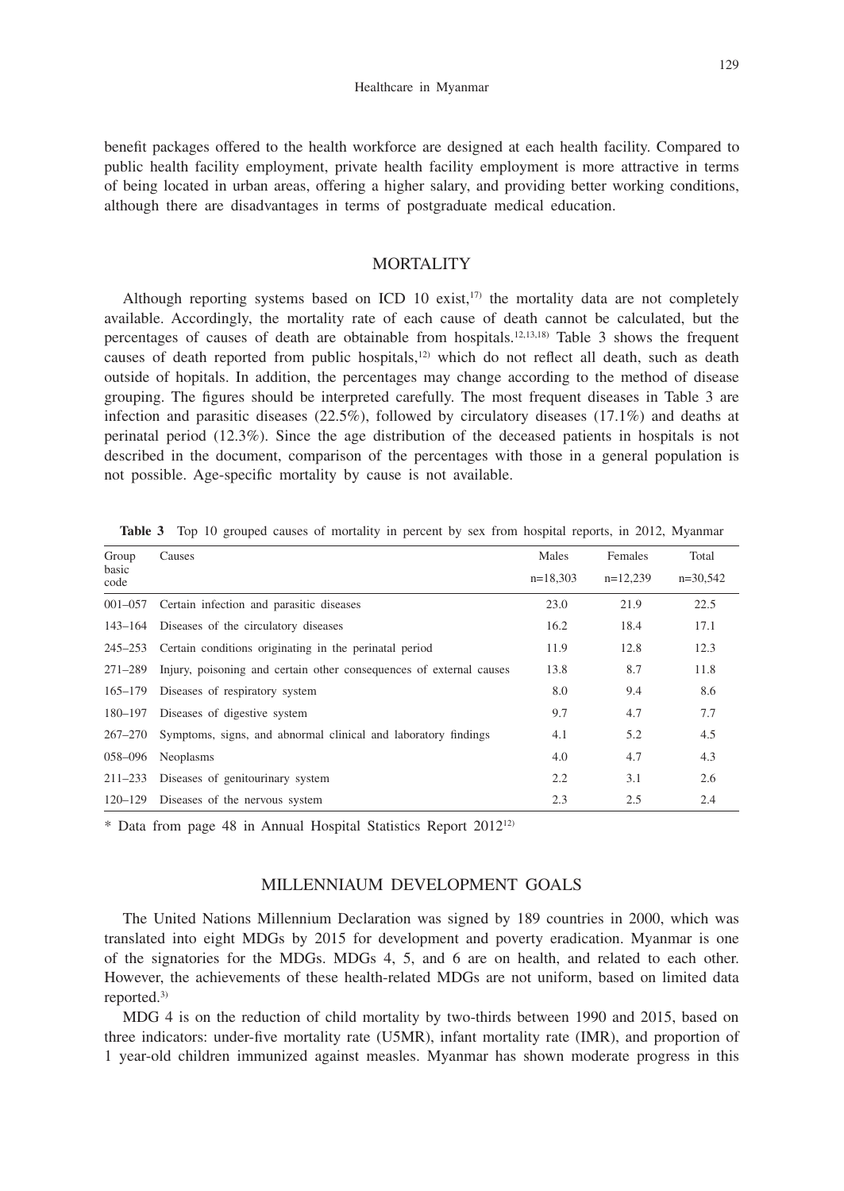benefit packages offered to the health workforce are designed at each health facility. Compared to public health facility employment, private health facility employment is more attractive in terms of being located in urban areas, offering a higher salary, and providing better working conditions, although there are disadvantages in terms of postgraduate medical education.

## MORTALITY

Although reporting systems based on ICD 10 exist,[17] the mortality data are not completely available. Accordingly, the mortality rate of each cause of death cannot be calculated, but the percentages of causes of death are obtainable from hospitals.[12,13,18] Table 3 shows the frequent causes of death reported from public hospitals,[12] which do not reflect all death, such as death outside of hopitals. In addition, the percentages may change according to the method of disease grouping. The figures should be interpreted carefully. The most frequent diseases in Table 3 are infection and parasitic diseases (22.5%), followed by circulatory diseases (17.1%) and deaths at perinatal period (12.3%). Since the age distribution of the deceased patients in hospitals is not described in the document, comparison of the percentages with those in a general population is not possible. Age-specific mortality by cause is not available.

**Table 3** Top 10 grouped causes of mortality in percent by sex from hospital reports, in 2012, Myanmar

| Group basic code | Causes | Males n=18,303 | Females n=12,239 | Total n=30,542 |
|---|---|---|---|---|
| 001–057 | Certain infection and parasitic diseases | 23.0 | 21.9 | 22.5 |
| 143–164 | Diseases of the circulatory diseases | 16.2 | 18.4 | 17.1 |
| 245–253 | Certain conditions originating in the perinatal period | 11.9 | 12.8 | 12.3 |
| 271–289 | Injury, poisoning and certain other consequences of external causes | 13.8 | 8.7 | 11.8 |
| 165–179 | Diseases of respiratory system | 8.0 | 9.4 | 8.6 |
| 180–197 | Diseases of digestive system | 9.7 | 4.7 | 7.7 |
| 267–270 | Symptoms, signs, and abnormal clinical and laboratory findings | 4.1 | 5.2 | 4.5 |
| 058–096 | Neoplasms | 4.0 | 4.7 | 4.3 |
| 211–233 | Diseases of genitourinary system | 2.2 | 3.1 | 2.6 |
| 120–129 | Diseases of the nervous system | 2.3 | 2.5 | 2.4 |

* Data from page 48 in Annual Hospital Statistics Report 2012[12]

## MILLENNIAUM DEVELOPMENT GOALS

The United Nations Millennium Declaration was signed by 189 countries in 2000, which was translated into eight MDGs by 2015 for development and poverty eradication. Myanmar is one of the signatories for the MDGs. MDGs 4, 5, and 6 are on health, and related to each other. However, the achievements of these health-related MDGs are not uniform, based on limited data reported.[3]

MDG 4 is on the reduction of child mortality by two-thirds between 1990 and 2015, based on three indicators: under-five mortality rate (U5MR), infant mortality rate (IMR), and proportion of 1 year-old children immunized against measles. Myanmar has shown moderate progress in this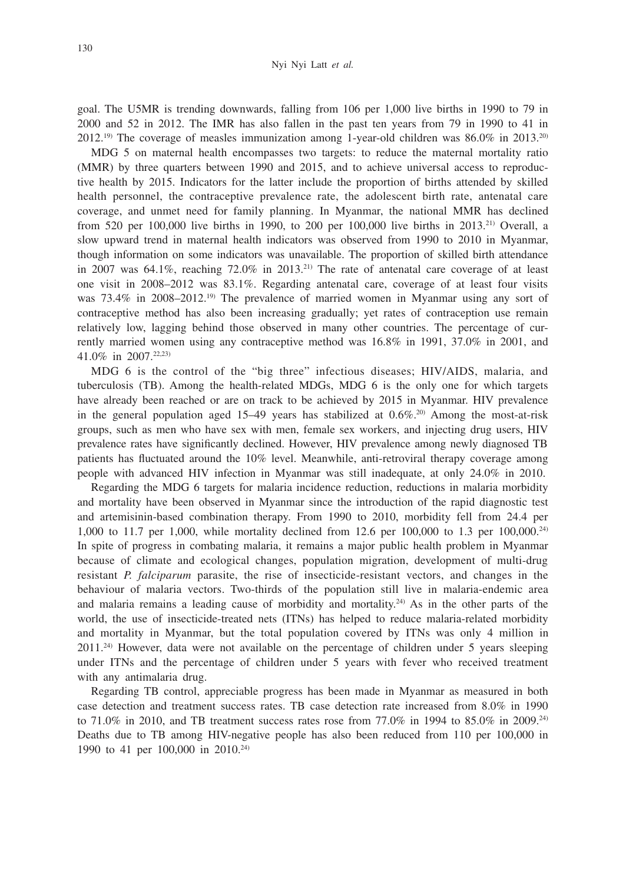goal. The U5MR is trending downwards, falling from 106 per 1,000 live births in 1990 to 79 in 2000 and 52 in 2012. The IMR has also fallen in the past ten years from 79 in 1990 to 41 in 2012.[19] The coverage of measles immunization among 1-year-old children was 86.0% in 2013.[20]

MDG 5 on maternal health encompasses two targets: to reduce the maternal mortality ratio (MMR) by three quarters between 1990 and 2015, and to achieve universal access to reproductive health by 2015. Indicators for the latter include the proportion of births attended by skilled health personnel, the contraceptive prevalence rate, the adolescent birth rate, antenatal care coverage, and unmet need for family planning. In Myanmar, the national MMR has declined from 520 per 100,000 live births in 1990, to 200 per 100,000 live births in 2013.[21] Overall, a slow upward trend in maternal health indicators was observed from 1990 to 2010 in Myanmar, though information on some indicators was unavailable. The proportion of skilled birth attendance in 2007 was 64.1%, reaching 72.0% in 2013.[21] The rate of antenatal care coverage of at least one visit in 2008–2012 was 83.1%. Regarding antenatal care, coverage of at least four visits was 73.4% in 2008–2012.[19] The prevalence of married women in Myanmar using any sort of contraceptive method has also been increasing gradually; yet rates of contraception use remain relatively low, lagging behind those observed in many other countries. The percentage of currently married women using any contraceptive method was 16.8% in 1991, 37.0% in 2001, and 41.0% in 2007.[22,23]

MDG 6 is the control of the "big three" infectious diseases; HIV/AIDS, malaria, and tuberculosis (TB). Among the health-related MDGs, MDG 6 is the only one for which targets have already been reached or are on track to be achieved by 2015 in Myanmar. HIV prevalence in the general population aged 15–49 years has stabilized at 0.6%.[20] Among the most-at-risk groups, such as men who have sex with men, female sex workers, and injecting drug users, HIV prevalence rates have significantly declined. However, HIV prevalence among newly diagnosed TB patients has fluctuated around the 10% level. Meanwhile, anti-retroviral therapy coverage among people with advanced HIV infection in Myanmar was still inadequate, at only 24.0% in 2010.

Regarding the MDG 6 targets for malaria incidence reduction, reductions in malaria morbidity and mortality have been observed in Myanmar since the introduction of the rapid diagnostic test and artemisinin-based combination therapy. From 1990 to 2010, morbidity fell from 24.4 per 1,000 to 11.7 per 1,000, while mortality declined from 12.6 per 100,000 to 1.3 per 100,000.[24] In spite of progress in combating malaria, it remains a major public health problem in Myanmar because of climate and ecological changes, population migration, development of multi-drug resistant *P. falciparum* parasite, the rise of insecticide-resistant vectors, and changes in the behaviour of malaria vectors. Two-thirds of the population still live in malaria-endemic area and malaria remains a leading cause of morbidity and mortality.[24] As in the other parts of the world, the use of insecticide-treated nets (ITNs) has helped to reduce malaria-related morbidity and mortality in Myanmar, but the total population covered by ITNs was only 4 million in 2011.[24] However, data were not available on the percentage of children under 5 years sleeping under ITNs and the percentage of children under 5 years with fever who received treatment with any antimalaria drug.

Regarding TB control, appreciable progress has been made in Myanmar as measured in both case detection and treatment success rates. TB case detection rate increased from 8.0% in 1990 to 71.0% in 2010, and TB treatment success rates rose from 77.0% in 1994 to 85.0% in 2009.[24] Deaths due to TB among HIV-negative people has also been reduced from 110 per 100,000 in 1990 to 41 per 100,000 in 2010.[24]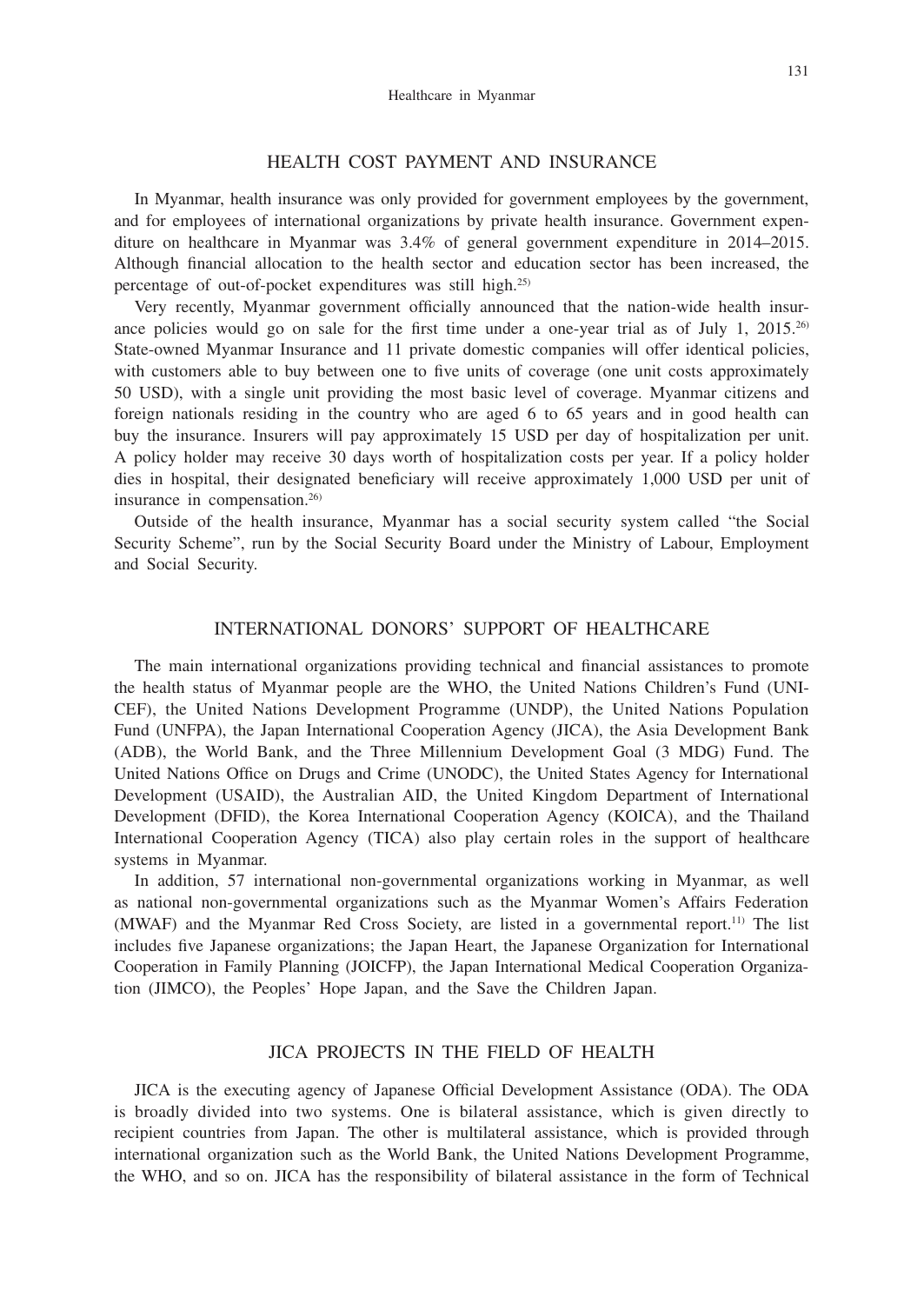## HEALTH COST PAYMENT AND INSURANCE

In Myanmar, health insurance was only provided for government employees by the government, and for employees of international organizations by private health insurance. Government expenditure on healthcare in Myanmar was 3.4% of general government expenditure in 2014–2015. Although financial allocation to the health sector and education sector has been increased, the percentage of out-of-pocket expenditures was still high.[25)]

Very recently, Myanmar government officially announced that the nation-wide health insurance policies would go on sale for the first time under a one-year trial as of July 1, 2015.[26)] State-owned Myanmar Insurance and 11 private domestic companies will offer identical policies, with customers able to buy between one to five units of coverage (one unit costs approximately 50 USD), with a single unit providing the most basic level of coverage. Myanmar citizens and foreign nationals residing in the country who are aged 6 to 65 years and in good health can buy the insurance. Insurers will pay approximately 15 USD per day of hospitalization per unit. A policy holder may receive 30 days worth of hospitalization costs per year. If a policy holder dies in hospital, their designated beneficiary will receive approximately 1,000 USD per unit of insurance in compensation.[26)]

Outside of the health insurance, Myanmar has a social security system called "the Social Security Scheme", run by the Social Security Board under the Ministry of Labour, Employment and Social Security.

## INTERNATIONAL DONORS' SUPPORT OF HEALTHCARE

The main international organizations providing technical and financial assistances to promote the health status of Myanmar people are the WHO, the United Nations Children's Fund (UNICEF), the United Nations Development Programme (UNDP), the United Nations Population Fund (UNFPA), the Japan International Cooperation Agency (JICA), the Asia Development Bank (ADB), the World Bank, and the Three Millennium Development Goal (3 MDG) Fund. The United Nations Office on Drugs and Crime (UNODC), the United States Agency for International Development (USAID), the Australian AID, the United Kingdom Department of International Development (DFID), the Korea International Cooperation Agency (KOICA), and the Thailand International Cooperation Agency (TICA) also play certain roles in the support of healthcare systems in Myanmar.

In addition, 57 international non-governmental organizations working in Myanmar, as well as national non-governmental organizations such as the Myanmar Women's Affairs Federation (MWAF) and the Myanmar Red Cross Society, are listed in a governmental report.[11)] The list includes five Japanese organizations; the Japan Heart, the Japanese Organization for International Cooperation in Family Planning (JOICFP), the Japan International Medical Cooperation Organization (JIMCO), the Peoples' Hope Japan, and the Save the Children Japan.

## JICA PROJECTS IN THE FIELD OF HEALTH

JICA is the executing agency of Japanese Official Development Assistance (ODA). The ODA is broadly divided into two systems. One is bilateral assistance, which is given directly to recipient countries from Japan. The other is multilateral assistance, which is provided through international organization such as the World Bank, the United Nations Development Programme, the WHO, and so on. JICA has the responsibility of bilateral assistance in the form of Technical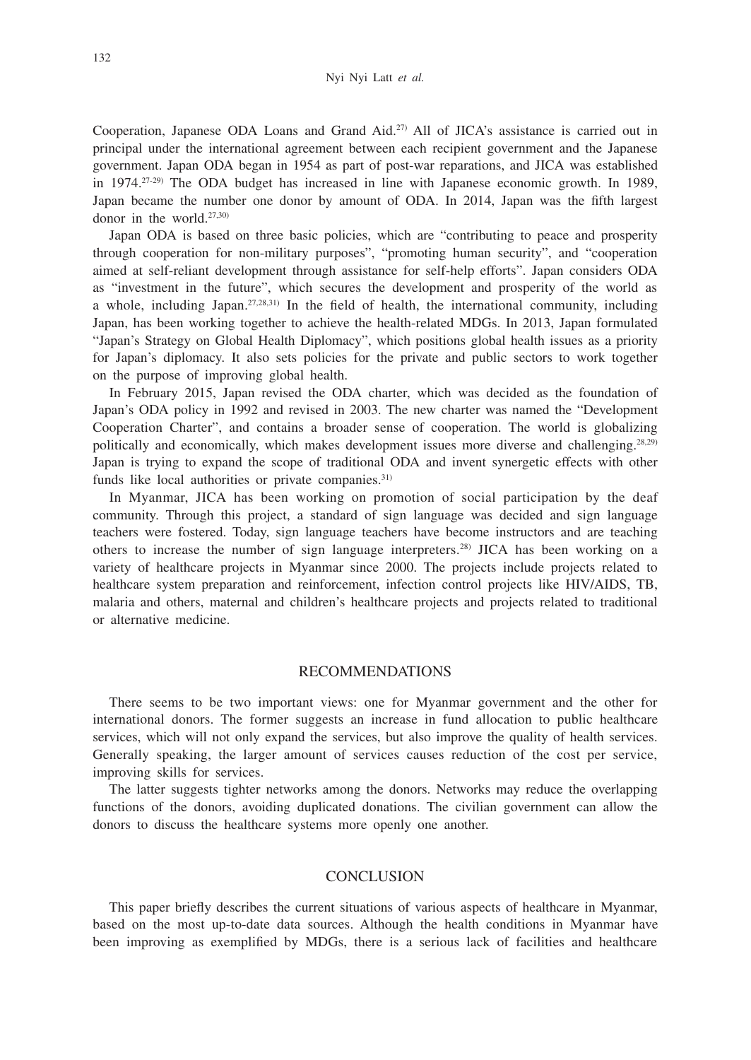Cooperation, Japanese ODA Loans and Grand Aid.[27] All of JICA's assistance is carried out in principal under the international agreement between each recipient government and the Japanese government. Japan ODA began in 1954 as part of post-war reparations, and JICA was established in 1974.[27-29] The ODA budget has increased in line with Japanese economic growth. In 1989, Japan became the number one donor by amount of ODA. In 2014, Japan was the fifth largest donor in the world.[27,30]

Japan ODA is based on three basic policies, which are "contributing to peace and prosperity through cooperation for non-military purposes", "promoting human security", and "cooperation aimed at self-reliant development through assistance for self-help efforts". Japan considers ODA as "investment in the future", which secures the development and prosperity of the world as a whole, including Japan.[27,28,31] In the field of health, the international community, including Japan, has been working together to achieve the health-related MDGs. In 2013, Japan formulated "Japan's Strategy on Global Health Diplomacy", which positions global health issues as a priority for Japan's diplomacy. It also sets policies for the private and public sectors to work together on the purpose of improving global health.

In February 2015, Japan revised the ODA charter, which was decided as the foundation of Japan's ODA policy in 1992 and revised in 2003. The new charter was named the "Development Cooperation Charter", and contains a broader sense of cooperation. The world is globalizing politically and economically, which makes development issues more diverse and challenging.[28,29] Japan is trying to expand the scope of traditional ODA and invent synergetic effects with other funds like local authorities or private companies.[31]

In Myanmar, JICA has been working on promotion of social participation by the deaf community. Through this project, a standard of sign language was decided and sign language teachers were fostered. Today, sign language teachers have become instructors and are teaching others to increase the number of sign language interpreters.[28] JICA has been working on a variety of healthcare projects in Myanmar since 2000. The projects include projects related to healthcare system preparation and reinforcement, infection control projects like HIV/AIDS, TB, malaria and others, maternal and children's healthcare projects and projects related to traditional or alternative medicine.

## RECOMMENDATIONS

There seems to be two important views: one for Myanmar government and the other for international donors. The former suggests an increase in fund allocation to public healthcare services, which will not only expand the services, but also improve the quality of health services. Generally speaking, the larger amount of services causes reduction of the cost per service, improving skills for services.

The latter suggests tighter networks among the donors. Networks may reduce the overlapping functions of the donors, avoiding duplicated donations. The civilian government can allow the donors to discuss the healthcare systems more openly one another.

## CONCLUSION

This paper briefly describes the current situations of various aspects of healthcare in Myanmar, based on the most up-to-date data sources. Although the health conditions in Myanmar have been improving as exemplified by MDGs, there is a serious lack of facilities and healthcare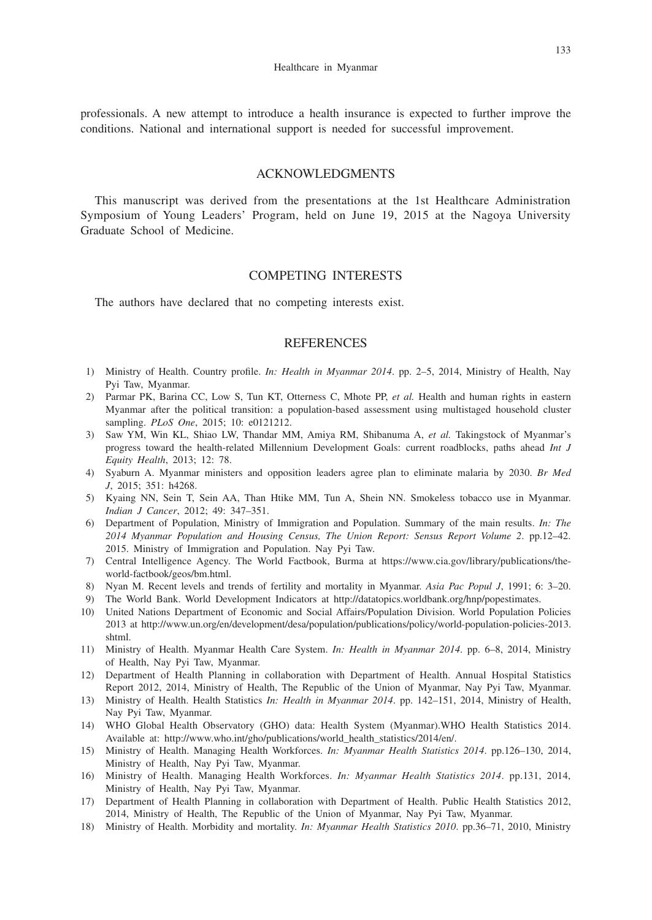professionals. A new attempt to introduce a health insurance is expected to further improve the conditions. National and international support is needed for successful improvement.

## ACKNOWLEDGMENTS

This manuscript was derived from the presentations at the 1st Healthcare Administration Symposium of Young Leaders' Program, held on June 19, 2015 at the Nagoya University Graduate School of Medicine.

## COMPETING INTERESTS

The authors have declared that no competing interests exist.

## REFERENCES

1) Ministry of Health. Country profile. *In: Health in Myanmar 2014*. pp. 2–5, 2014, Ministry of Health, Nay Pyi Taw, Myanmar.
2) Parmar PK, Barina CC, Low S, Tun KT, Otterness C, Mhote PP, *et al.* Health and human rights in eastern Myanmar after the political transition: a population-based assessment using multistaged household cluster sampling. *PLoS One*, 2015; 10: e0121212.
3) Saw YM, Win KL, Shiao LW, Thandar MM, Amiya RM, Shibanuma A, *et al.* Takingstock of Myanmar's progress toward the health-related Millennium Development Goals: current roadblocks, paths ahead *Int J Equity Health*, 2013; 12: 78.
4) Syaburn A. Myanmar ministers and opposition leaders agree plan to eliminate malaria by 2030. *Br Med J*, 2015; 351: h4268.
5) Kyaing NN, Sein T, Sein AA, Than Htike MM, Tun A, Shein NN. Smokeless tobacco use in Myanmar. *Indian J Cancer*, 2012; 49: 347–351.
6) Department of Population, Ministry of Immigration and Population. Summary of the main results. *In: The 2014 Myanmar Population and Housing Census, The Union Report: Sensus Report Volume 2*. pp.12–42. 2015. Ministry of Immigration and Population. Nay Pyi Taw.
7) Central Intelligence Agency. The World Factbook, Burma at https://www.cia.gov/library/publications/the-world-factbook/geos/bm.html.
8) Nyan M. Recent levels and trends of fertility and mortality in Myanmar. *Asia Pac Popul J*, 1991; 6: 3–20.
9) The World Bank. World Development Indicators at http://datatopics.worldbank.org/hnp/popestimates.
10) United Nations Department of Economic and Social Affairs/Population Division. World Population Policies 2013 at http://www.un.org/en/development/desa/population/publications/policy/world-population-policies-2013.shtml.
11) Ministry of Health. Myanmar Health Care System. *In: Health in Myanmar 2014*. pp. 6–8, 2014, Ministry of Health, Nay Pyi Taw, Myanmar.
12) Department of Health Planning in collaboration with Department of Health. Annual Hospital Statistics Report 2012, 2014, Ministry of Health, The Republic of the Union of Myanmar, Nay Pyi Taw, Myanmar.
13) Ministry of Health. Health Statistics *In: Health in Myanmar 2014*. pp. 142–151, 2014, Ministry of Health, Nay Pyi Taw, Myanmar.
14) WHO Global Health Observatory (GHO) data: Health System (Myanmar).WHO Health Statistics 2014. Available at: http://www.who.int/gho/publications/world_health_statistics/2014/en/.
15) Ministry of Health. Managing Health Workforces. *In: Myanmar Health Statistics 2014*. pp.126–130, 2014, Ministry of Health, Nay Pyi Taw, Myanmar.
16) Ministry of Health. Managing Health Workforces. *In: Myanmar Health Statistics 2014*. pp.131, 2014, Ministry of Health, Nay Pyi Taw, Myanmar.
17) Department of Health Planning in collaboration with Department of Health. Public Health Statistics 2012, 2014, Ministry of Health, The Republic of the Union of Myanmar, Nay Pyi Taw, Myanmar.
18) Ministry of Health. Morbidity and mortality. *In: Myanmar Health Statistics 2010*. pp.36–71, 2010, Ministry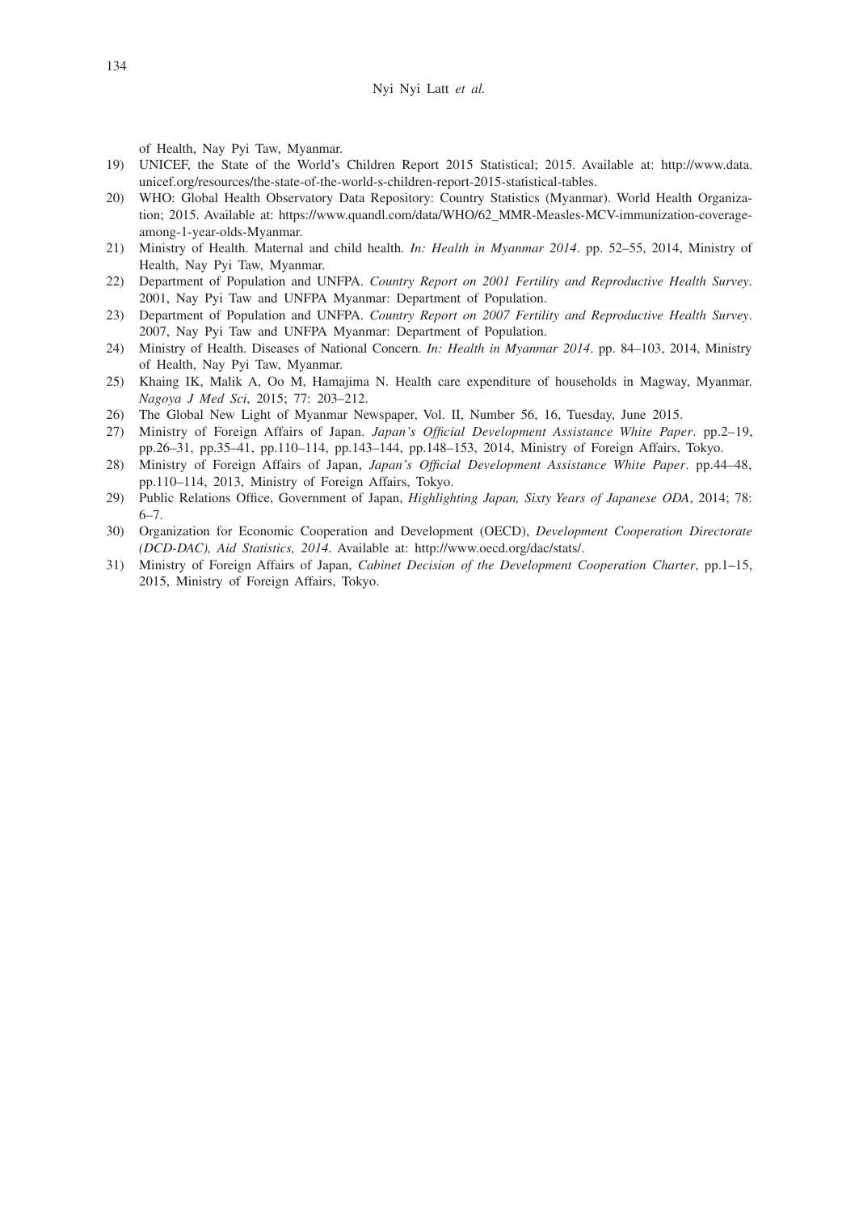of Health, Nay Pyi Taw, Myanmar.

19) UNICEF, the State of the World's Children Report 2015 Statistical; 2015. Available at: http://www.data.unicef.org/resources/the-state-of-the-world-s-children-report-2015-statistical-tables.
20) WHO: Global Health Observatory Data Repository: Country Statistics (Myanmar). World Health Organization; 2015. Available at: https://www.quandl.com/data/WHO/62_MMR-Measles-MCV-immunization-coverage-among-1-year-olds-Myanmar.
21) Ministry of Health. Maternal and child health. *In: Health in Myanmar 2014*. pp. 52–55, 2014, Ministry of Health, Nay Pyi Taw, Myanmar.
22) Department of Population and UNFPA. *Country Report on 2001 Fertility and Reproductive Health Survey*. 2001, Nay Pyi Taw and UNFPA Myanmar: Department of Population.
23) Department of Population and UNFPA. *Country Report on 2007 Fertility and Reproductive Health Survey*. 2007, Nay Pyi Taw and UNFPA Myanmar: Department of Population.
24) Ministry of Health. Diseases of National Concern. *In: Health in Myanmar 2014*. pp. 84–103, 2014, Ministry of Health, Nay Pyi Taw, Myanmar.
25) Khaing IK, Malik A, Oo M, Hamajima N. Health care expenditure of households in Magway, Myanmar. *Nagoya J Med Sci*, 2015; 77: 203–212.
26) The Global New Light of Myanmar Newspaper, Vol. II, Number 56, 16, Tuesday, June 2015.
27) Ministry of Foreign Affairs of Japan. *Japan's Official Development Assistance White Paper*. pp.2–19, pp.26–31, pp.35–41, pp.110–114, pp.143–144, pp.148–153, 2014, Ministry of Foreign Affairs, Tokyo.
28) Ministry of Foreign Affairs of Japan, *Japan's Official Development Assistance White Paper*. pp.44–48, pp.110–114, 2013, Ministry of Foreign Affairs, Tokyo.
29) Public Relations Office, Government of Japan, *Highlighting Japan, Sixty Years of Japanese ODA*, 2014; 78: 6–7.
30) Organization for Economic Cooperation and Development (OECD), *Development Cooperation Directorate (DCD-DAC), Aid Statistics, 2014*. Available at: http://www.oecd.org/dac/stats/.
31) Ministry of Foreign Affairs of Japan, *Cabinet Decision of the Development Cooperation Charter*, pp.1–15, 2015, Ministry of Foreign Affairs, Tokyo.